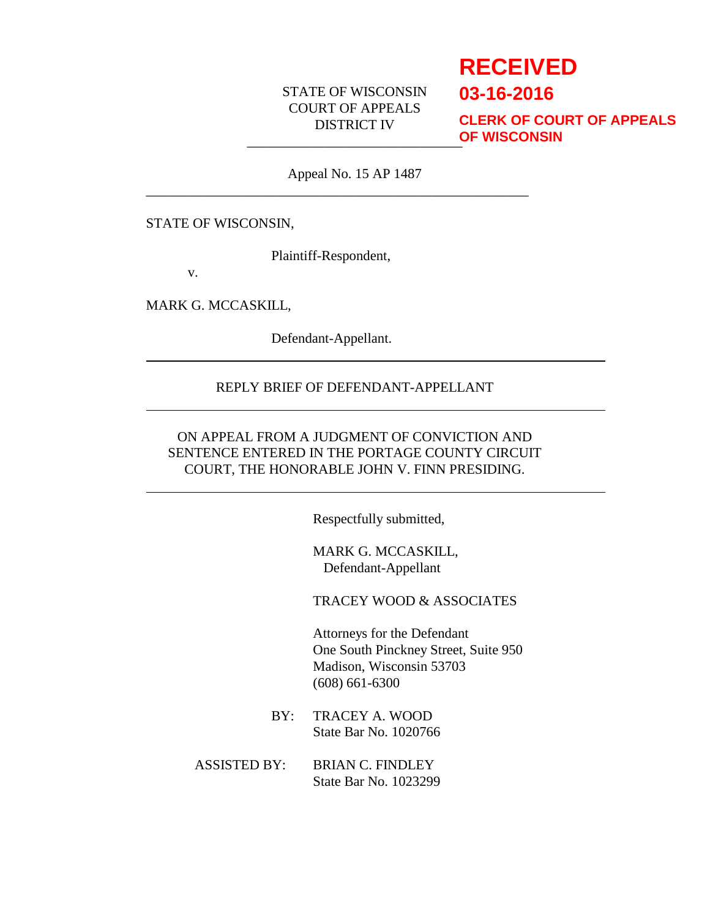**RECEIVED**
**03-16-2016**
**CLERK OF COURT OF APPEALS OF WISCONSIN**

STATE OF WISCONSIN
COURT OF APPEALS
DISTRICT IV

---

Appeal No. 15 AP 1487

---

STATE OF WISCONSIN,

Plaintiff-Respondent,

v.

MARK G. MCCASKILL,

Defendant-Appellant.

---

REPLY BRIEF OF DEFENDANT-APPELLANT

---

ON APPEAL FROM A JUDGMENT OF CONVICTION AND SENTENCE ENTERED IN THE PORTAGE COUNTY CIRCUIT COURT, THE HONORABLE JOHN V. FINN PRESIDING.

---

Respectfully submitted,

MARK G. MCCASKILL,
Defendant-Appellant

TRACEY WOOD & ASSOCIATES

Attorneys for the Defendant
One South Pinckney Street, Suite 950
Madison, Wisconsin 53703
(608) 661-6300

BY: TRACEY A. WOOD
State Bar No. 1020766

ASSISTED BY: BRIAN C. FINDLEY
State Bar No. 1023299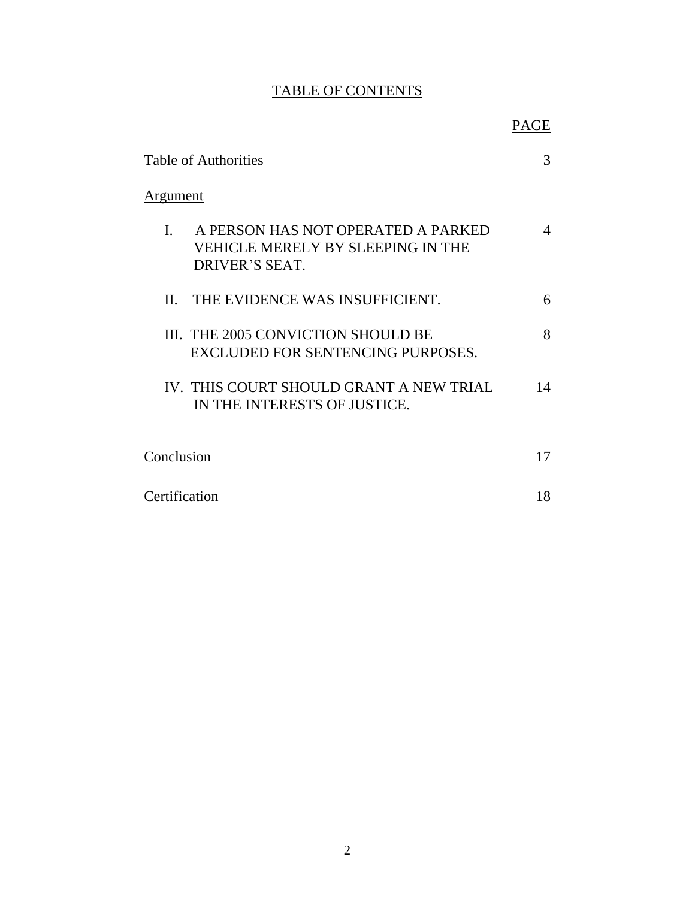# TABLE OF CONTENTS

| | PAGE |
|---|---|
| Table of Authorities | 3 |
| Argument | |
| I. A PERSON HAS NOT OPERATED A PARKED VEHICLE MERELY BY SLEEPING IN THE DRIVER'S SEAT. | 4 |
| II. THE EVIDENCE WAS INSUFFICIENT. | 6 |
| III. THE 2005 CONVICTION SHOULD BE EXCLUDED FOR SENTENCING PURPOSES. | 8 |
| IV. THIS COURT SHOULD GRANT A NEW TRIAL IN THE INTERESTS OF JUSTICE. | 14 |
| Conclusion | 17 |
| Certification | 18 |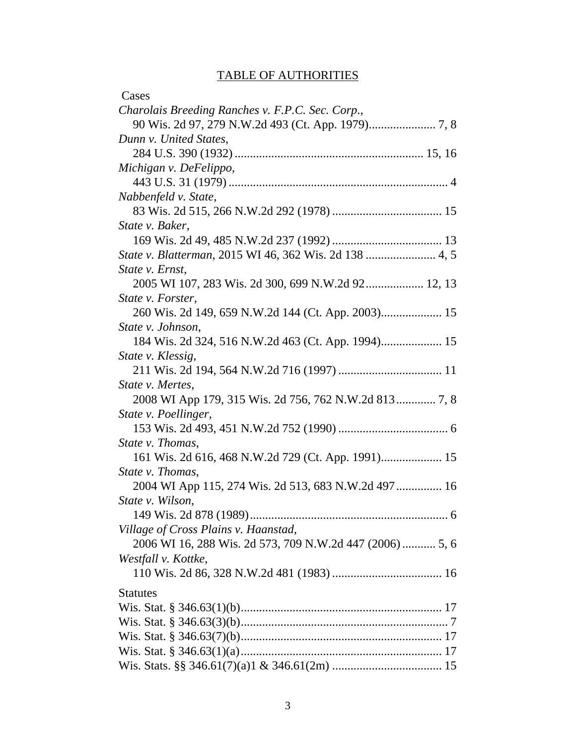# TABLE OF AUTHORITIES

Cases

*Charolais Breeding Ranches v. F.P.C. Sec. Corp.*,
90 Wis. 2d 97, 279 N.W.2d 493 (Ct. App. 1979)...................... 7, 8

*Dunn v. United States*,
284 U.S. 390 (1932) ............................................................. 15, 16

*Michigan v. DeFelippo*,
443 U.S. 31 (1979) ........................................................................ 4

*Nabbenfeld v. State*,
83 Wis. 2d 515, 266 N.W.2d 292 (1978) .................................... 15

*State v. Baker*,
169 Wis. 2d 49, 485 N.W.2d 237 (1992) .................................... 13

*State v. Blatterman*, 2015 WI 46, 362 Wis. 2d 138 ....................... 4, 5

*State v. Ernst*,
2005 WI 107, 283 Wis. 2d 300, 699 N.W.2d 92................... 12, 13

*State v. Forster*,
260 Wis. 2d 149, 659 N.W.2d 144 (Ct. App. 2003).................... 15

*State v. Johnson*,
184 Wis. 2d 324, 516 N.W.2d 463 (Ct. App. 1994).................... 15

*State v. Klessig*,
211 Wis. 2d 194, 564 N.W.2d 716 (1997) .................................. 11

*State v. Mertes*,
2008 WI App 179, 315 Wis. 2d 756, 762 N.W.2d 813............. 7, 8

*State v. Poellinger*,
153 Wis. 2d 493, 451 N.W.2d 752 (1990) .................................... 6

*State v. Thomas*,
161 Wis. 2d 616, 468 N.W.2d 729 (Ct. App. 1991).................... 15

*State v. Thomas*,
2004 WI App 115, 274 Wis. 2d 513, 683 N.W.2d 497............... 16

*State v. Wilson*,
149 Wis. 2d 878 (1989)................................................................. 6

*Village of Cross Plains v. Haanstad*,
2006 WI 16, 288 Wis. 2d 573, 709 N.W.2d 447 (2006) ........... 5, 6

*Westfall v. Kottke*,
110 Wis. 2d 86, 328 N.W.2d 481 (1983) .................................... 16

Statutes

Wis. Stat. § 346.63(1)(b).................................................................. 17

Wis. Stat. § 346.63(3)(b).................................................................... 7

Wis. Stat. § 346.63(7)(b).................................................................. 17

Wis. Stat. § 346.63(1)(a).................................................................. 17

Wis. Stats. §§ 346.61(7)(a)1 & 346.61(2m) .................................... 15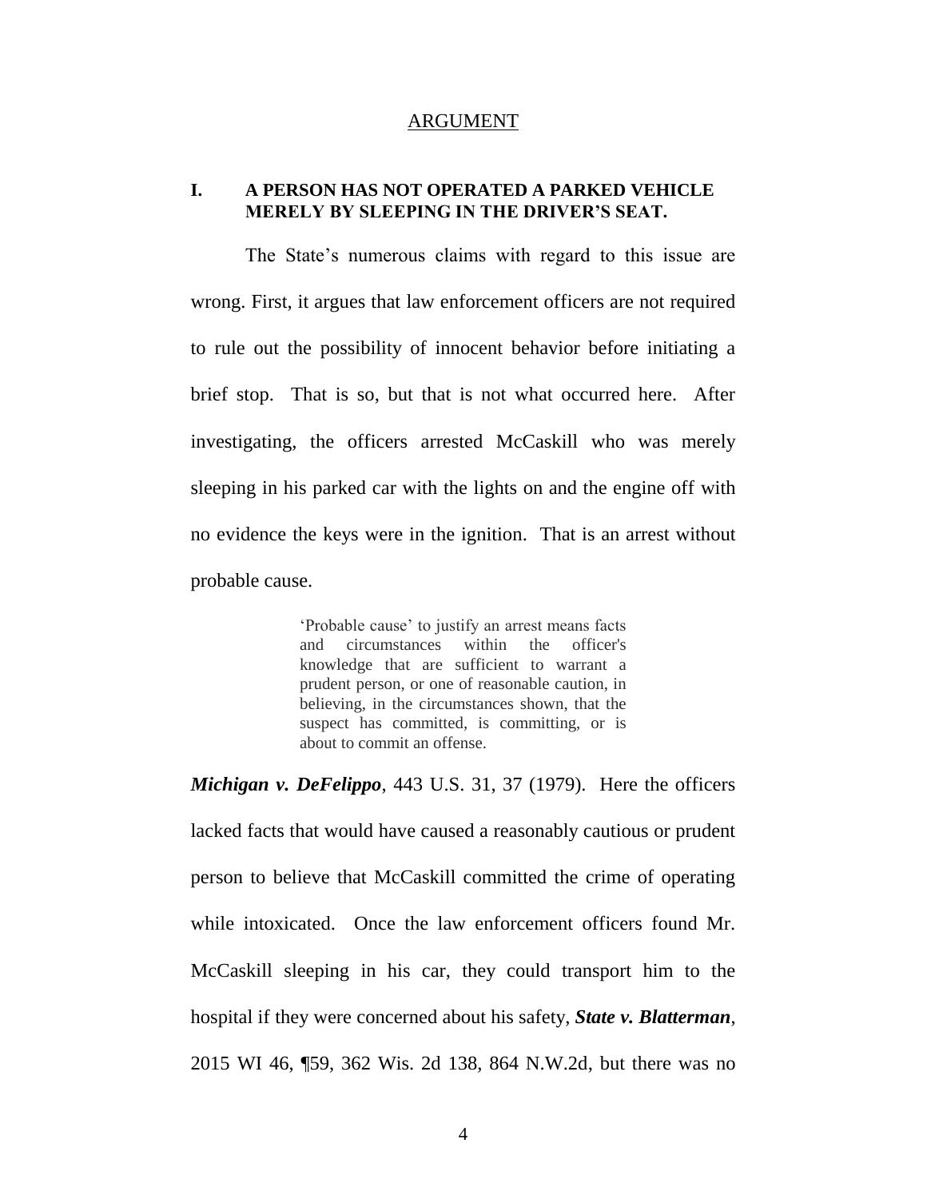## ARGUMENT

### I. A PERSON HAS NOT OPERATED A PARKED VEHICLE MERELY BY SLEEPING IN THE DRIVER'S SEAT.

The State's numerous claims with regard to this issue are wrong. First, it argues that law enforcement officers are not required to rule out the possibility of innocent behavior before initiating a brief stop. That is so, but that is not what occurred here. After investigating, the officers arrested McCaskill who was merely sleeping in his parked car with the lights on and the engine off with no evidence the keys were in the ignition. That is an arrest without probable cause.

> 'Probable cause' to justify an arrest means facts and circumstances within the officer's knowledge that are sufficient to warrant a prudent person, or one of reasonable caution, in believing, in the circumstances shown, that the suspect has committed, is committing, or is about to commit an offense.

***Michigan v. DeFelippo***, 443 U.S. 31, 37 (1979). Here the officers lacked facts that would have caused a reasonably cautious or prudent person to believe that McCaskill committed the crime of operating while intoxicated. Once the law enforcement officers found Mr. McCaskill sleeping in his car, they could transport him to the hospital if they were concerned about his safety, ***State v. Blatterman***, 2015 WI 46, ¶59, 362 Wis. 2d 138, 864 N.W.2d, but there was no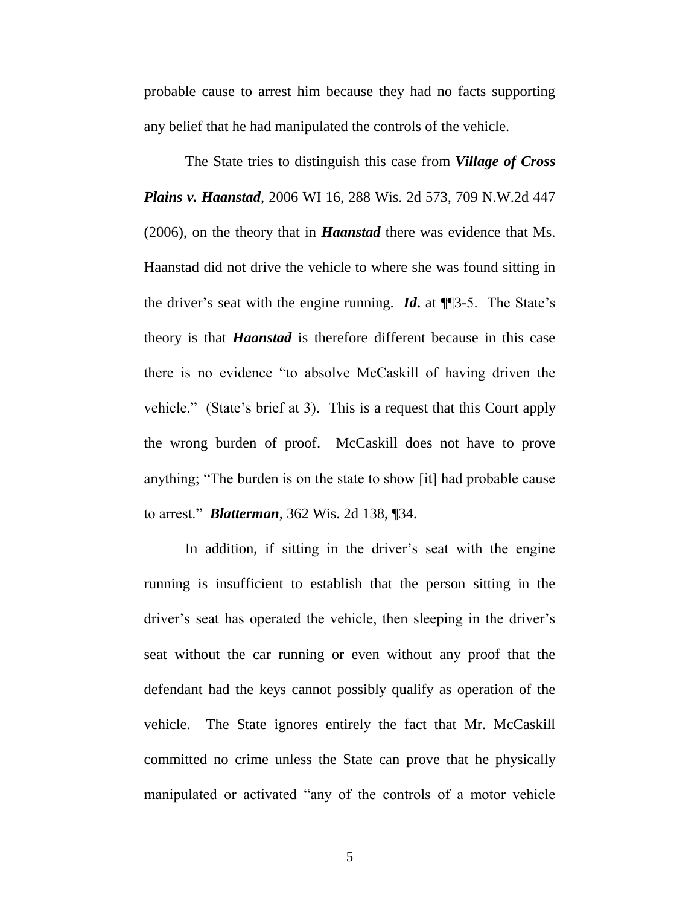probable cause to arrest him because they had no facts supporting any belief that he had manipulated the controls of the vehicle.

The State tries to distinguish this case from ***Village of Cross Plains v. Haanstad***, 2006 WI 16, 288 Wis. 2d 573, 709 N.W.2d 447 (2006), on the theory that in ***Haanstad*** there was evidence that Ms. Haanstad did not drive the vehicle to where she was found sitting in the driver's seat with the engine running. ***Id*.** at ¶¶3-5. The State's theory is that ***Haanstad*** is therefore different because in this case there is no evidence "to absolve McCaskill of having driven the vehicle." (State's brief at 3). This is a request that this Court apply the wrong burden of proof. McCaskill does not have to prove anything; "The burden is on the state to show [it] had probable cause to arrest." ***Blatterman***, 362 Wis. 2d 138, ¶34.

In addition, if sitting in the driver's seat with the engine running is insufficient to establish that the person sitting in the driver's seat has operated the vehicle, then sleeping in the driver's seat without the car running or even without any proof that the defendant had the keys cannot possibly qualify as operation of the vehicle. The State ignores entirely the fact that Mr. McCaskill committed no crime unless the State can prove that he physically manipulated or activated "any of the controls of a motor vehicle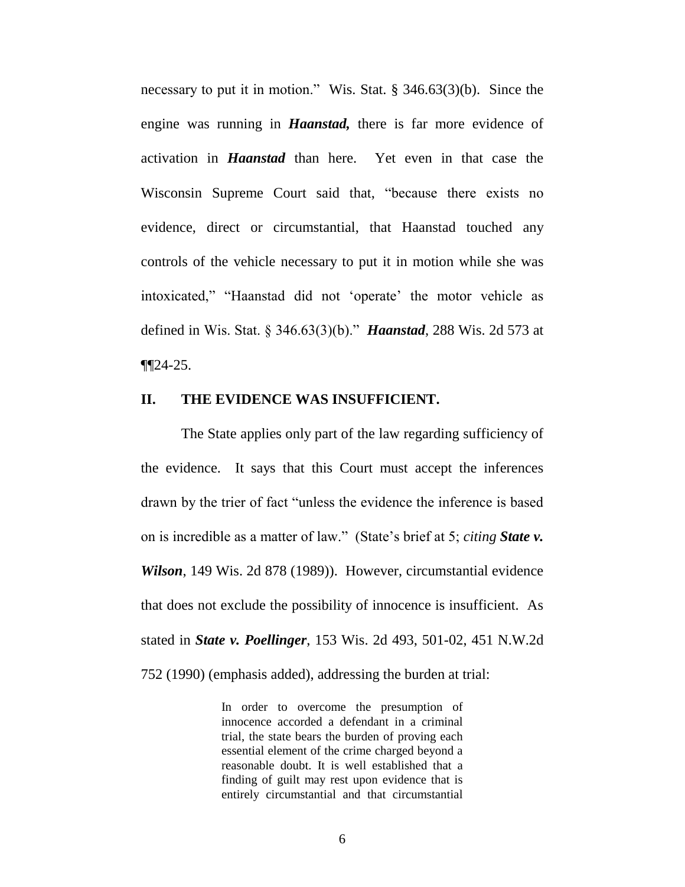necessary to put it in motion." Wis. Stat. § 346.63(3)(b). Since the engine was running in ***Haanstad,*** there is far more evidence of activation in ***Haanstad*** than here. Yet even in that case the Wisconsin Supreme Court said that, "because there exists no evidence, direct or circumstantial, that Haanstad touched any controls of the vehicle necessary to put it in motion while she was intoxicated," "Haanstad did not 'operate' the motor vehicle as defined in Wis. Stat. § 346.63(3)(b)." ***Haanstad***, 288 Wis. 2d 573 at ¶¶24-25.

## II. THE EVIDENCE WAS INSUFFICIENT.

The State applies only part of the law regarding sufficiency of the evidence. It says that this Court must accept the inferences drawn by the trier of fact "unless the evidence the inference is based on is incredible as a matter of law." (State's brief at 5; *citing* ***State v. Wilson***, 149 Wis. 2d 878 (1989)). However, circumstantial evidence that does not exclude the possibility of innocence is insufficient. As stated in ***State v. Poellinger***, 153 Wis. 2d 493, 501-02, 451 N.W.2d 752 (1990) (emphasis added), addressing the burden at trial:

> In order to overcome the presumption of innocence accorded a defendant in a criminal trial, the state bears the burden of proving each essential element of the crime charged beyond a reasonable doubt. It is well established that a finding of guilt may rest upon evidence that is entirely circumstantial and that circumstantial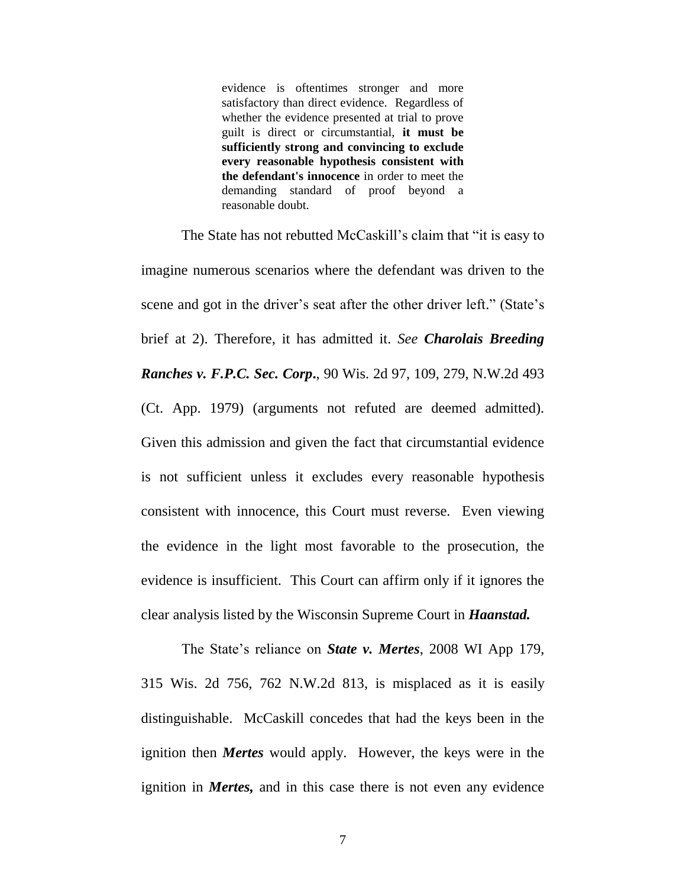> evidence is oftentimes stronger and more satisfactory than direct evidence. Regardless of whether the evidence presented at trial to prove guilt is direct or circumstantial, **it must be sufficiently strong and convincing to exclude every reasonable hypothesis consistent with the defendant's innocence** in order to meet the demanding standard of proof beyond a reasonable doubt.

The State has not rebutted McCaskill's claim that "it is easy to imagine numerous scenarios where the defendant was driven to the scene and got in the driver's seat after the other driver left." (State's brief at 2). Therefore, it has admitted it. *See* ***Charolais Breeding Ranches v. F.P.C. Sec. Corp.***, 90 Wis. 2d 97, 109, 279, N.W.2d 493 (Ct. App. 1979) (arguments not refuted are deemed admitted). Given this admission and given the fact that circumstantial evidence is not sufficient unless it excludes every reasonable hypothesis consistent with innocence, this Court must reverse. Even viewing the evidence in the light most favorable to the prosecution, the evidence is insufficient. This Court can affirm only if it ignores the clear analysis listed by the Wisconsin Supreme Court in ***Haanstad.***

The State's reliance on ***State v. Mertes***, 2008 WI App 179, 315 Wis. 2d 756, 762 N.W.2d 813, is misplaced as it is easily distinguishable. McCaskill concedes that had the keys been in the ignition then ***Mertes*** would apply. However, the keys were in the ignition in ***Mertes,*** and in this case there is not even any evidence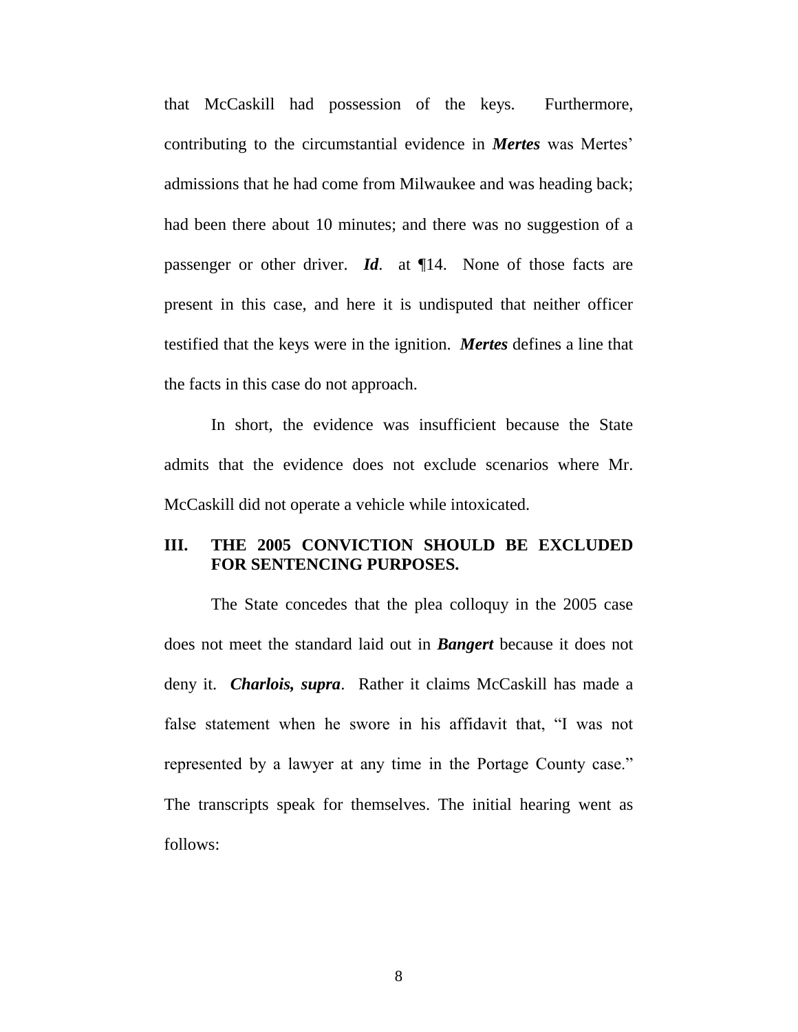that McCaskill had possession of the keys. Furthermore, contributing to the circumstantial evidence in ***Mertes*** was Mertes' admissions that he had come from Milwaukee and was heading back; had been there about 10 minutes; and there was no suggestion of a passenger or other driver. ***Id***. at ¶14. None of those facts are present in this case, and here it is undisputed that neither officer testified that the keys were in the ignition. ***Mertes*** defines a line that the facts in this case do not approach.

In short, the evidence was insufficient because the State admits that the evidence does not exclude scenarios where Mr. McCaskill did not operate a vehicle while intoxicated.

## III. THE 2005 CONVICTION SHOULD BE EXCLUDED FOR SENTENCING PURPOSES.

The State concedes that the plea colloquy in the 2005 case does not meet the standard laid out in ***Bangert*** because it does not deny it. ***Charlois, supra***. Rather it claims McCaskill has made a false statement when he swore in his affidavit that, "I was not represented by a lawyer at any time in the Portage County case." The transcripts speak for themselves. The initial hearing went as follows: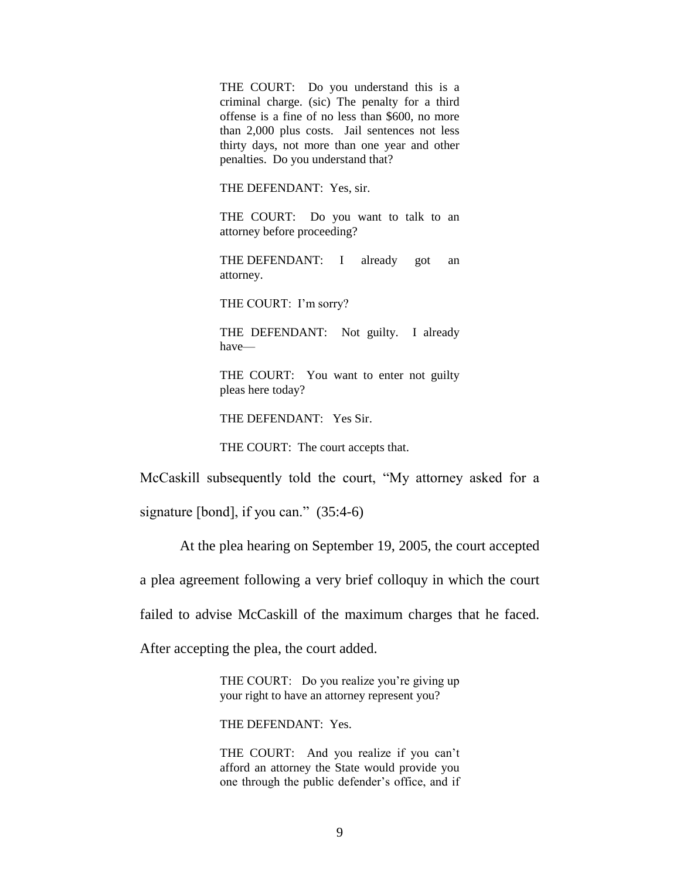> THE COURT: Do you understand this is a criminal charge. (sic) The penalty for a third offense is a fine of no less than $600, no more than 2,000 plus costs. Jail sentences not less thirty days, not more than one year and other penalties. Do you understand that?
>
> THE DEFENDANT: Yes, sir.
>
> THE COURT: Do you want to talk to an attorney before proceeding?
>
> THE DEFENDANT: I already got an attorney.
>
> THE COURT: I'm sorry?
>
> THE DEFENDANT: Not guilty. I already have—
>
> THE COURT: You want to enter not guilty pleas here today?
>
> THE DEFENDANT: Yes Sir.
>
> THE COURT: The court accepts that.

McCaskill subsequently told the court, "My attorney asked for a signature [bond], if you can." (35:4-6)

At the plea hearing on September 19, 2005, the court accepted a plea agreement following a very brief colloquy in which the court failed to advise McCaskill of the maximum charges that he faced. After accepting the plea, the court added.

> THE COURT: Do you realize you're giving up your right to have an attorney represent you?
>
> THE DEFENDANT: Yes.
>
> THE COURT: And you realize if you can't afford an attorney the State would provide you one through the public defender's office, and if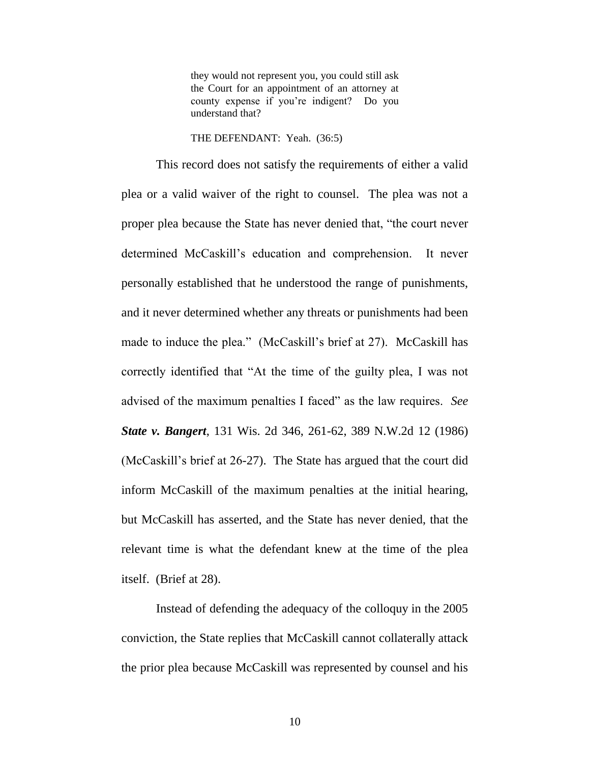> they would not represent you, you could still ask the Court for an appointment of an attorney at county expense if you're indigent? Do you understand that?
>
> THE DEFENDANT: Yeah. (36:5)

This record does not satisfy the requirements of either a valid plea or a valid waiver of the right to counsel. The plea was not a proper plea because the State has never denied that, "the court never determined McCaskill's education and comprehension. It never personally established that he understood the range of punishments, and it never determined whether any threats or punishments had been made to induce the plea." (McCaskill's brief at 27). McCaskill has correctly identified that "At the time of the guilty plea, I was not advised of the maximum penalties I faced" as the law requires. ***See State v. Bangert***, 131 Wis. 2d 346, 261-62, 389 N.W.2d 12 (1986) (McCaskill's brief at 26-27). The State has argued that the court did inform McCaskill of the maximum penalties at the initial hearing, but McCaskill has asserted, and the State has never denied, that the relevant time is what the defendant knew at the time of the plea itself. (Brief at 28).

Instead of defending the adequacy of the colloquy in the 2005 conviction, the State replies that McCaskill cannot collaterally attack the prior plea because McCaskill was represented by counsel and his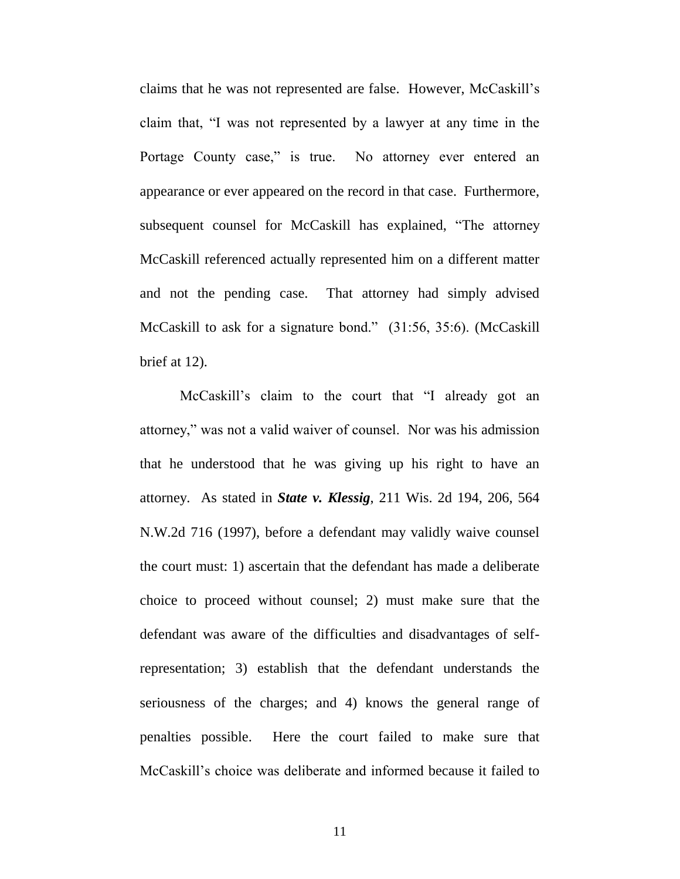claims that he was not represented are false. However, McCaskill's claim that, "I was not represented by a lawyer at any time in the Portage County case," is true. No attorney ever entered an appearance or ever appeared on the record in that case. Furthermore, subsequent counsel for McCaskill has explained, "The attorney McCaskill referenced actually represented him on a different matter and not the pending case. That attorney had simply advised McCaskill to ask for a signature bond." (31:56, 35:6). (McCaskill brief at 12).

McCaskill's claim to the court that "I already got an attorney," was not a valid waiver of counsel. Nor was his admission that he understood that he was giving up his right to have an attorney. As stated in ***State v. Klessig***, 211 Wis. 2d 194, 206, 564 N.W.2d 716 (1997), before a defendant may validly waive counsel the court must: 1) ascertain that the defendant has made a deliberate choice to proceed without counsel; 2) must make sure that the defendant was aware of the difficulties and disadvantages of self-representation; 3) establish that the defendant understands the seriousness of the charges; and 4) knows the general range of penalties possible. Here the court failed to make sure that McCaskill's choice was deliberate and informed because it failed to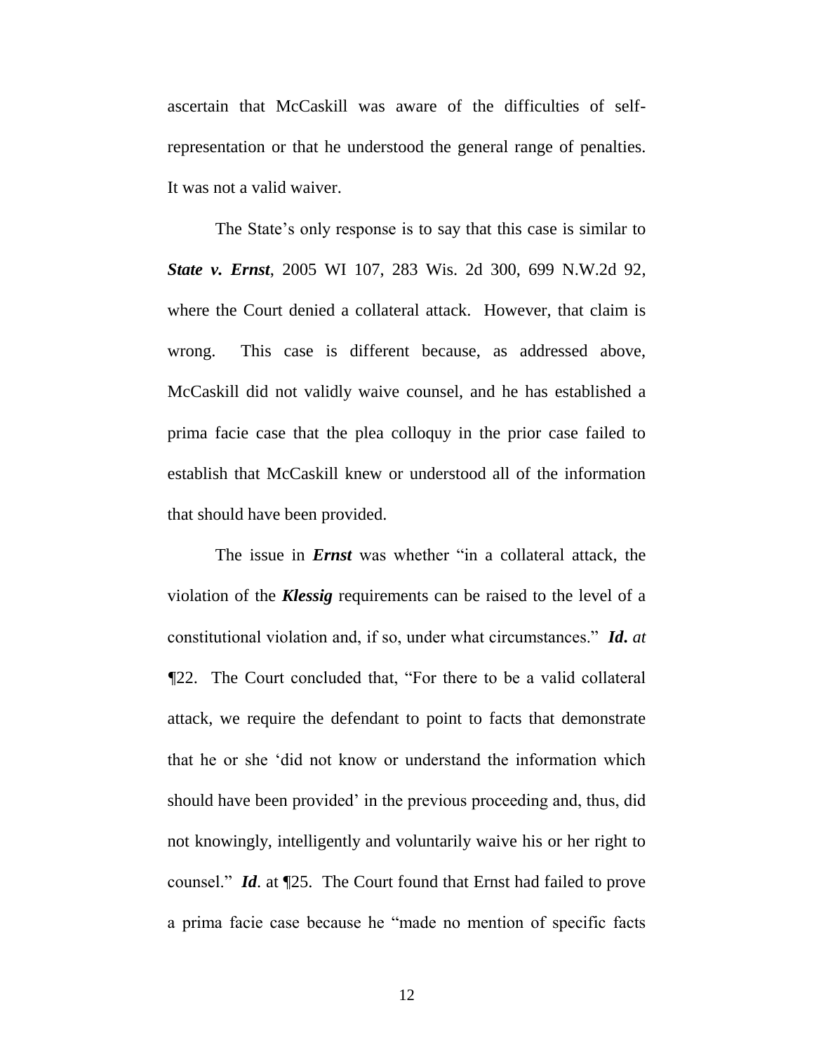ascertain that McCaskill was aware of the difficulties of self-representation or that he understood the general range of penalties. It was not a valid waiver.

The State's only response is to say that this case is similar to ***State v. Ernst***, 2005 WI 107, 283 Wis. 2d 300, 699 N.W.2d 92, where the Court denied a collateral attack. However, that claim is wrong. This case is different because, as addressed above, McCaskill did not validly waive counsel, and he has established a prima facie case that the plea colloquy in the prior case failed to establish that McCaskill knew or understood all of the information that should have been provided.

The issue in ***Ernst*** was whether "in a collateral attack, the violation of the ***Klessig*** requirements can be raised to the level of a constitutional violation and, if so, under what circumstances." ***Id.*** *at* ¶22. The Court concluded that, "For there to be a valid collateral attack, we require the defendant to point to facts that demonstrate that he or she 'did not know or understand the information which should have been provided' in the previous proceeding and, thus, did not knowingly, intelligently and voluntarily waive his or her right to counsel." ***Id***. at ¶25. The Court found that Ernst had failed to prove a prima facie case because he "made no mention of specific facts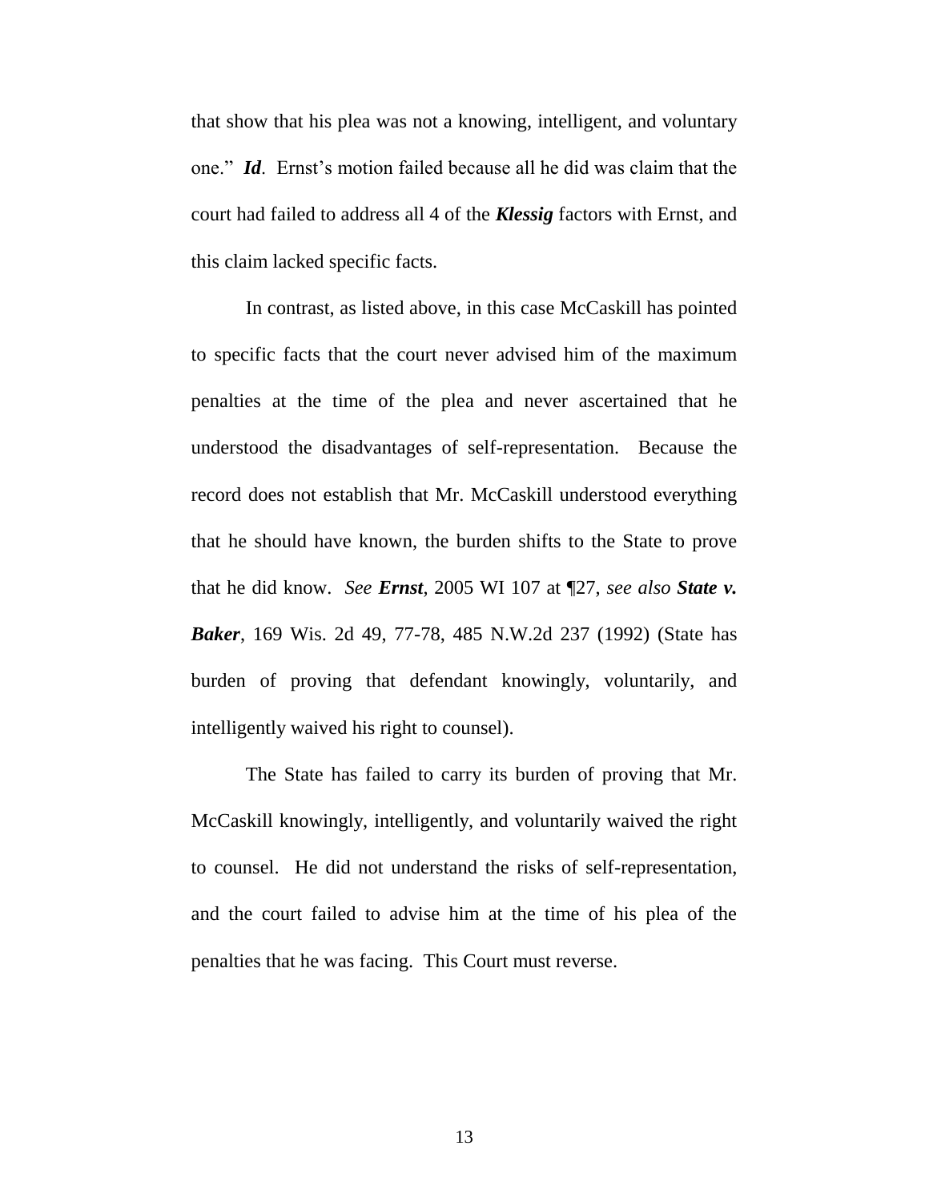that show that his plea was not a knowing, intelligent, and voluntary one." ***Id***. Ernst's motion failed because all he did was claim that the court had failed to address all 4 of the ***Klessig*** factors with Ernst, and this claim lacked specific facts.

In contrast, as listed above, in this case McCaskill has pointed to specific facts that the court never advised him of the maximum penalties at the time of the plea and never ascertained that he understood the disadvantages of self-representation. Because the record does not establish that Mr. McCaskill understood everything that he should have known, the burden shifts to the State to prove that he did know. *See* ***Ernst***, 2005 WI 107 at ¶27, *see also* ***State v. Baker***, 169 Wis. 2d 49, 77-78, 485 N.W.2d 237 (1992) (State has burden of proving that defendant knowingly, voluntarily, and intelligently waived his right to counsel).

The State has failed to carry its burden of proving that Mr. McCaskill knowingly, intelligently, and voluntarily waived the right to counsel. He did not understand the risks of self-representation, and the court failed to advise him at the time of his plea of the penalties that he was facing. This Court must reverse.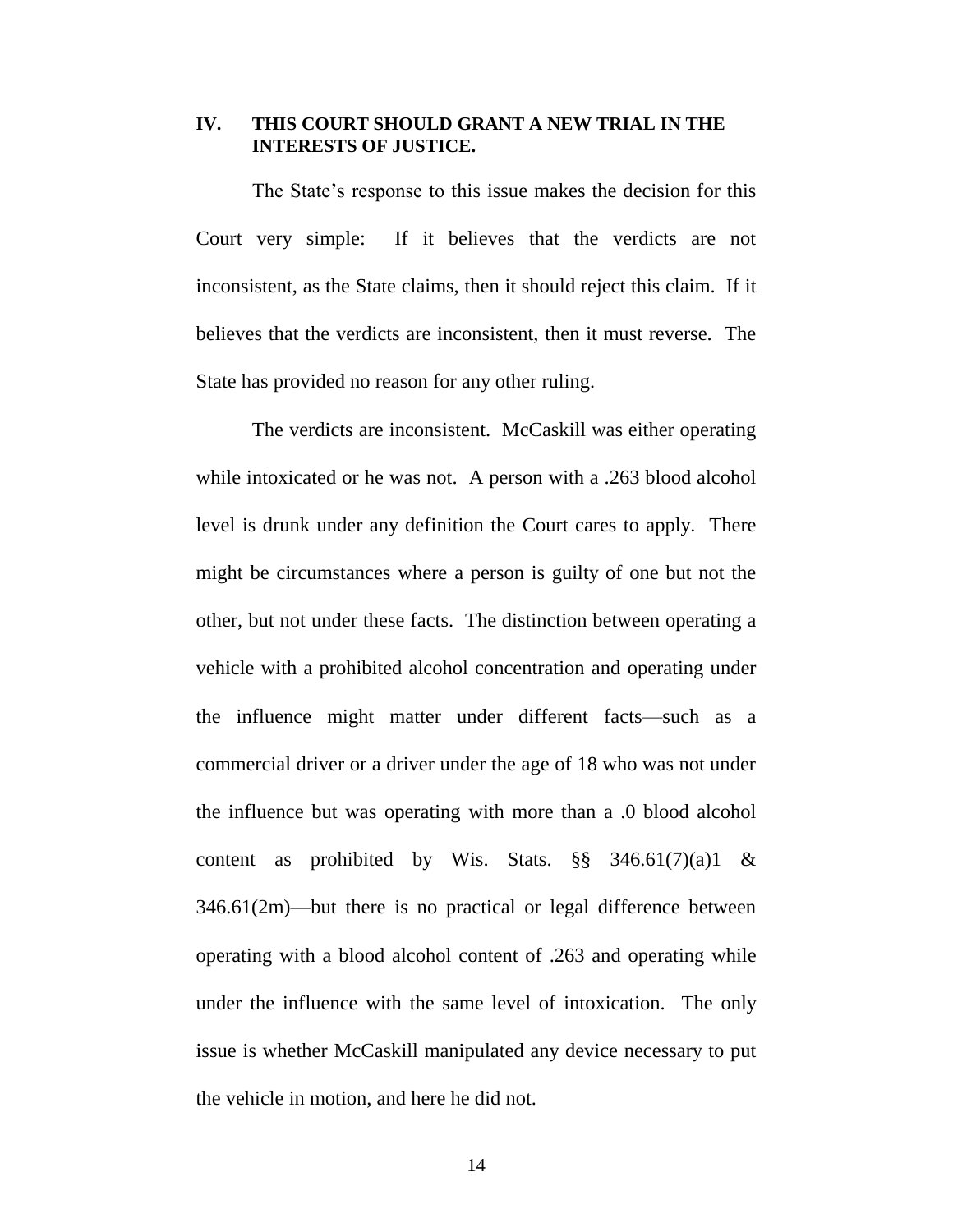## IV. THIS COURT SHOULD GRANT A NEW TRIAL IN THE INTERESTS OF JUSTICE.

The State's response to this issue makes the decision for this Court very simple: If it believes that the verdicts are not inconsistent, as the State claims, then it should reject this claim. If it believes that the verdicts are inconsistent, then it must reverse. The State has provided no reason for any other ruling.

The verdicts are inconsistent. McCaskill was either operating while intoxicated or he was not. A person with a .263 blood alcohol level is drunk under any definition the Court cares to apply. There might be circumstances where a person is guilty of one but not the other, but not under these facts. The distinction between operating a vehicle with a prohibited alcohol concentration and operating under the influence might matter under different facts—such as a commercial driver or a driver under the age of 18 who was not under the influence but was operating with more than a .0 blood alcohol content as prohibited by Wis. Stats. §§ 346.61(7)(a)1 & 346.61(2m)—but there is no practical or legal difference between operating with a blood alcohol content of .263 and operating while under the influence with the same level of intoxication. The only issue is whether McCaskill manipulated any device necessary to put the vehicle in motion, and here he did not.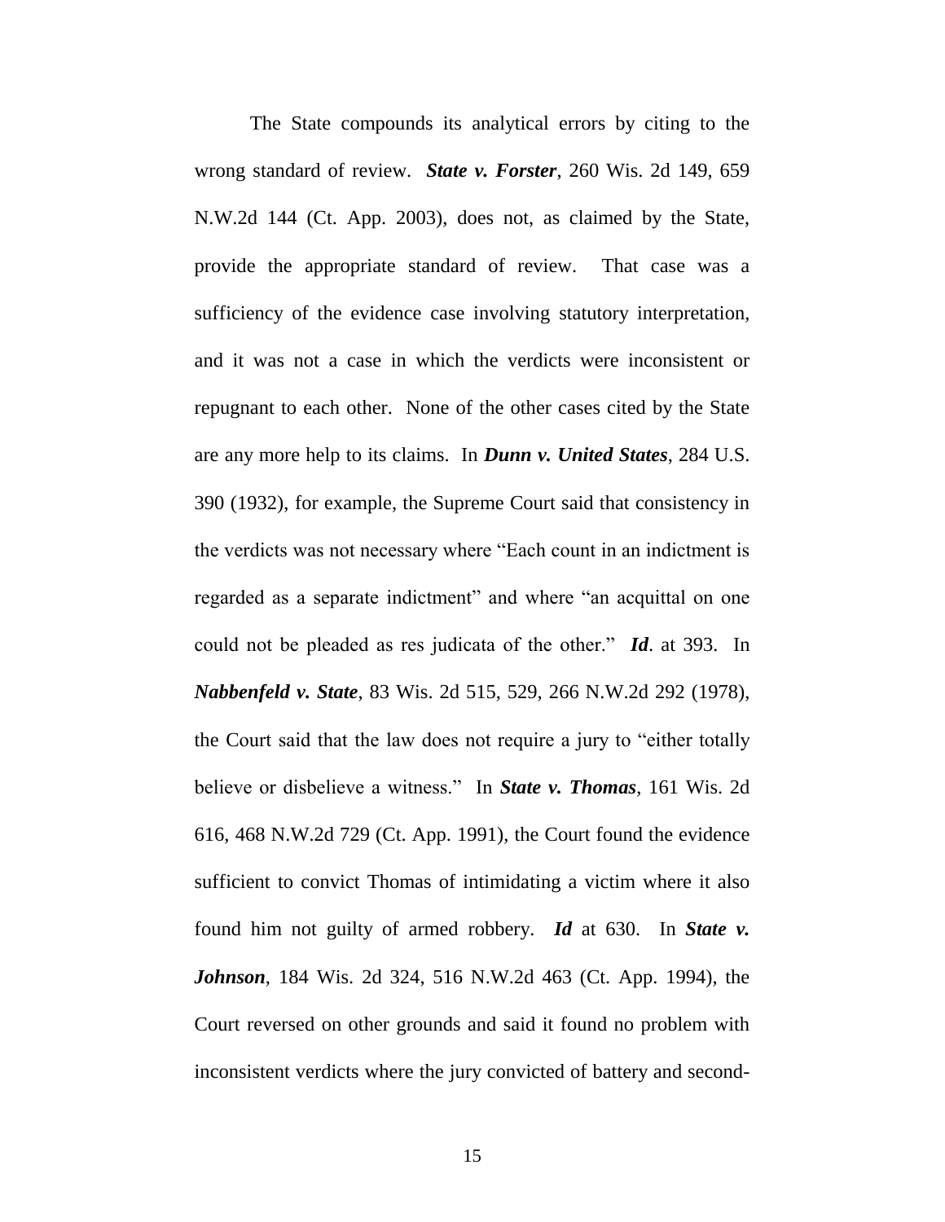The State compounds its analytical errors by citing to the wrong standard of review. ***State v. Forster***, 260 Wis. 2d 149, 659 N.W.2d 144 (Ct. App. 2003), does not, as claimed by the State, provide the appropriate standard of review. That case was a sufficiency of the evidence case involving statutory interpretation, and it was not a case in which the verdicts were inconsistent or repugnant to each other. None of the other cases cited by the State are any more help to its claims. In ***Dunn v. United States***, 284 U.S. 390 (1932), for example, the Supreme Court said that consistency in the verdicts was not necessary where "Each count in an indictment is regarded as a separate indictment" and where "an acquittal on one could not be pleaded as res judicata of the other." ***Id***. at 393. In ***Nabbenfeld v. State***, 83 Wis. 2d 515, 529, 266 N.W.2d 292 (1978), the Court said that the law does not require a jury to "either totally believe or disbelieve a witness." In ***State v. Thomas***, 161 Wis. 2d 616, 468 N.W.2d 729 (Ct. App. 1991), the Court found the evidence sufficient to convict Thomas of intimidating a victim where it also found him not guilty of armed robbery. ***Id*** at 630. In ***State v. Johnson***, 184 Wis. 2d 324, 516 N.W.2d 463 (Ct. App. 1994), the Court reversed on other grounds and said it found no problem with inconsistent verdicts where the jury convicted of battery and second-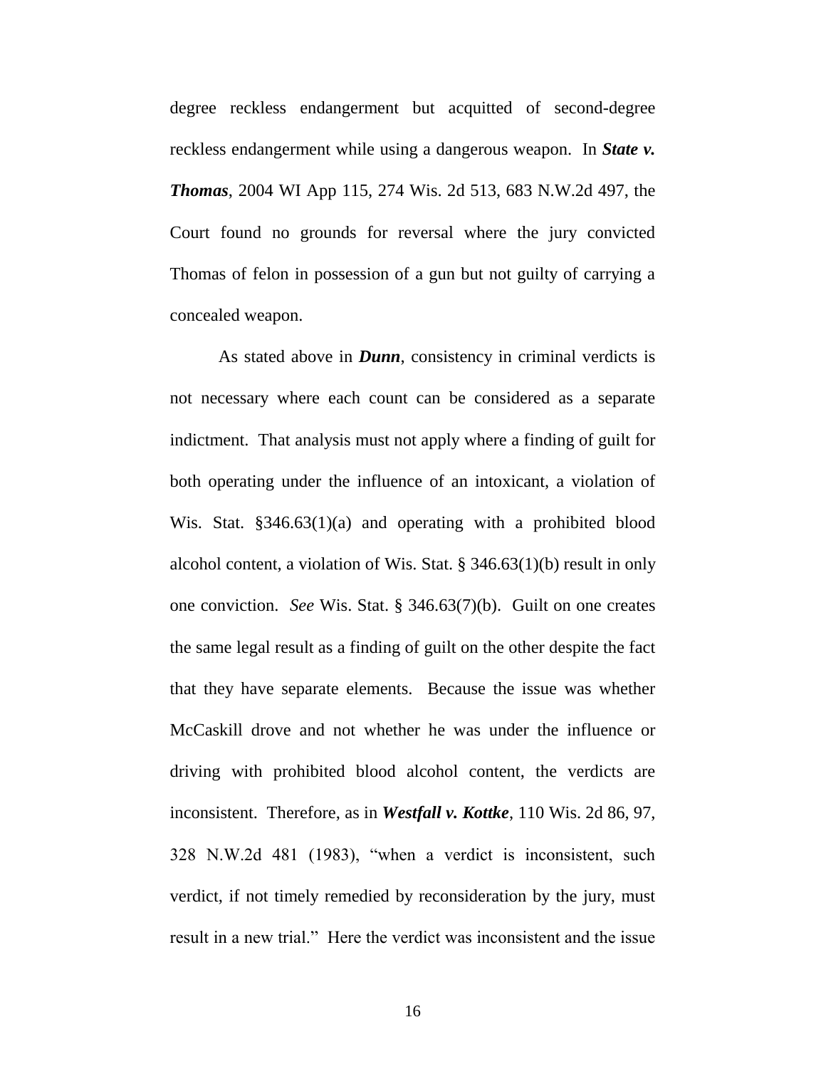degree reckless endangerment but acquitted of second-degree reckless endangerment while using a dangerous weapon. In ***State v. Thomas***, 2004 WI App 115, 274 Wis. 2d 513, 683 N.W.2d 497, the Court found no grounds for reversal where the jury convicted Thomas of felon in possession of a gun but not guilty of carrying a concealed weapon.

As stated above in ***Dunn***, consistency in criminal verdicts is not necessary where each count can be considered as a separate indictment. That analysis must not apply where a finding of guilt for both operating under the influence of an intoxicant, a violation of Wis. Stat. §346.63(1)(a) and operating with a prohibited blood alcohol content, a violation of Wis. Stat. § 346.63(1)(b) result in only one conviction. *See* Wis. Stat. § 346.63(7)(b). Guilt on one creates the same legal result as a finding of guilt on the other despite the fact that they have separate elements. Because the issue was whether McCaskill drove and not whether he was under the influence or driving with prohibited blood alcohol content, the verdicts are inconsistent. Therefore, as in ***Westfall v. Kottke***, 110 Wis. 2d 86, 97, 328 N.W.2d 481 (1983), "when a verdict is inconsistent, such verdict, if not timely remedied by reconsideration by the jury, must result in a new trial." Here the verdict was inconsistent and the issue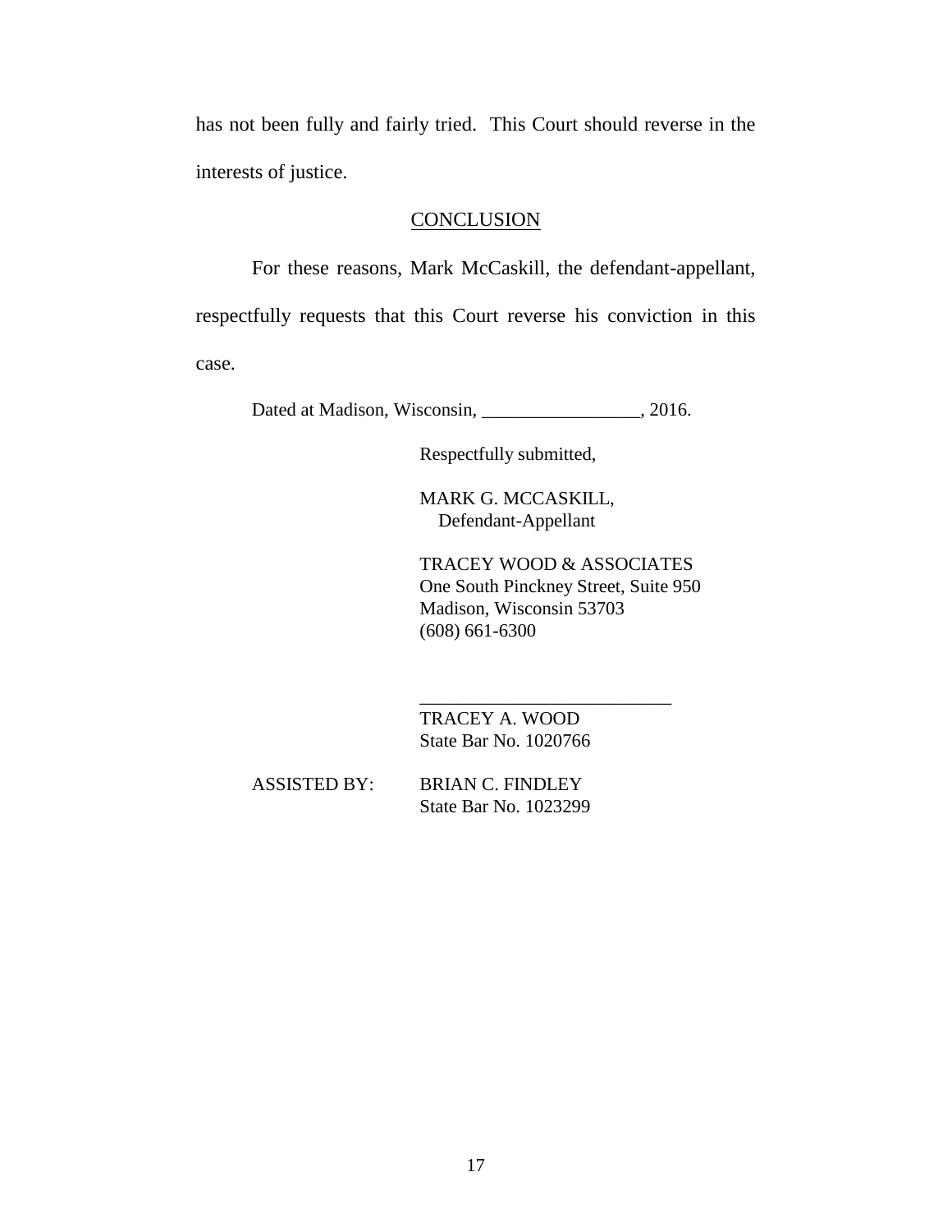has not been fully and fairly tried. This Court should reverse in the interests of justice.

## CONCLUSION

For these reasons, Mark McCaskill, the defendant-appellant, respectfully requests that this Court reverse his conviction in this case.

Dated at Madison, Wisconsin, _________________, 2016.

Respectfully submitted,

MARK G. MCCASKILL,
Defendant-Appellant

TRACEY WOOD & ASSOCIATES
One South Pinckney Street, Suite 950
Madison, Wisconsin 53703
(608) 661-6300

___________________________
TRACEY A. WOOD
State Bar No. 1020766

ASSISTED BY: BRIAN C. FINDLEY
State Bar No. 1023299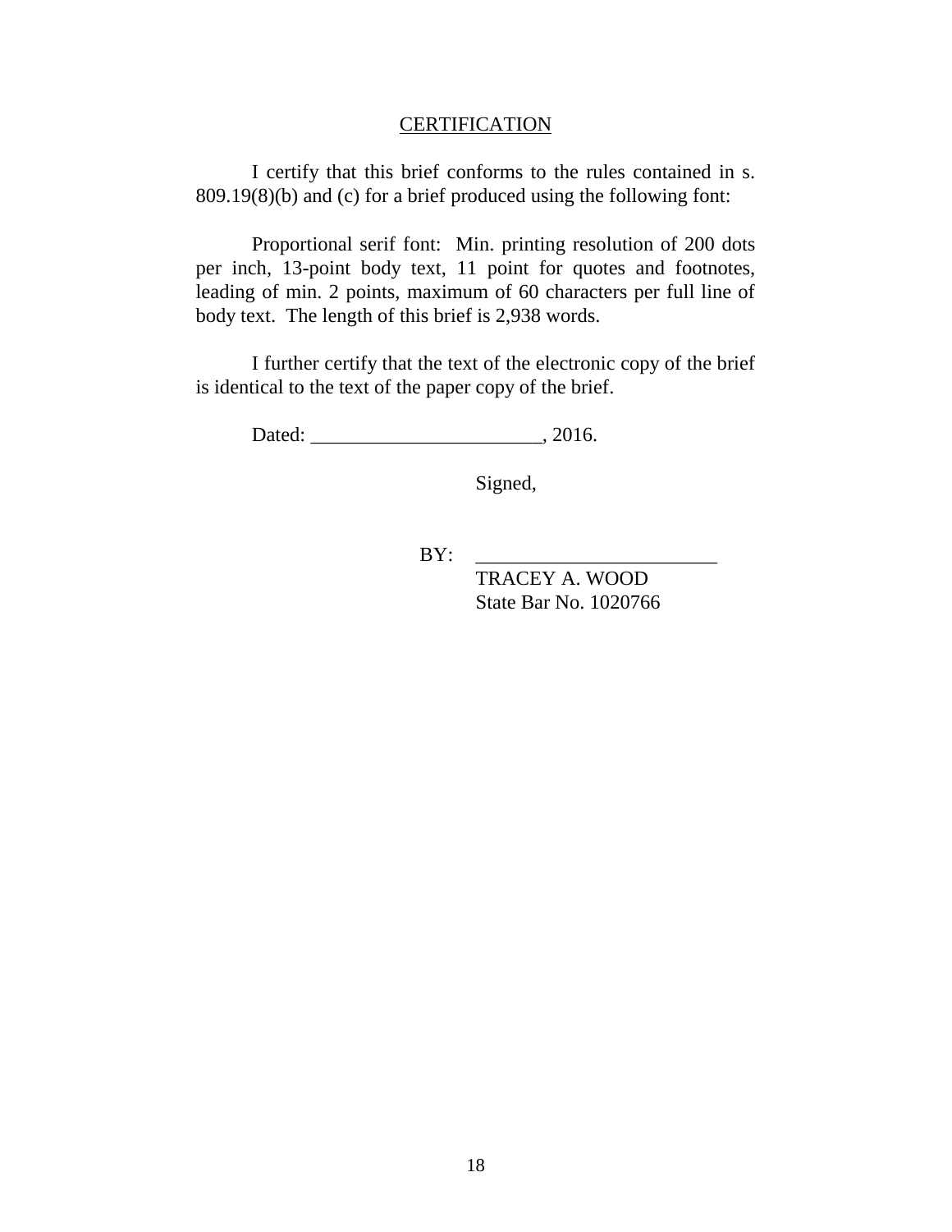## CERTIFICATION

I certify that this brief conforms to the rules contained in s. 809.19(8)(b) and (c) for a brief produced using the following font:

Proportional serif font: Min. printing resolution of 200 dots per inch, 13-point body text, 11 point for quotes and footnotes, leading of min. 2 points, maximum of 60 characters per full line of body text. The length of this brief is 2,938 words.

I further certify that the text of the electronic copy of the brief is identical to the text of the paper copy of the brief.

Dated: _______________________, 2016.

Signed,

BY: ________________________

TRACEY A. WOOD

State Bar No. 1020766